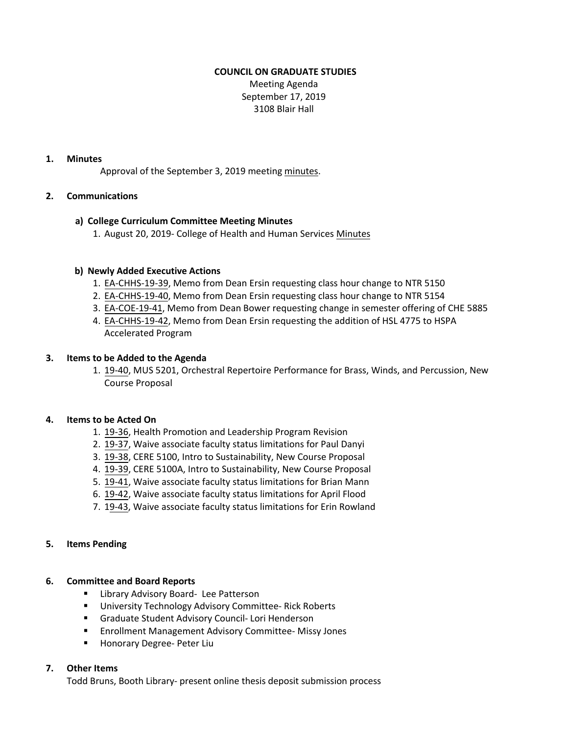**COUNCIL ON GRADUATE STUDIES**

Meeting Agenda
September 17, 2019
3108 Blair Hall

## 1. Minutes

Approval of the September 3, 2019 meeting minutes.

## 2. Communications

### a) College Curriculum Committee Meeting Minutes

1. August 20, 2019- College of Health and Human Services Minutes

### b) Newly Added Executive Actions

1. EA-CHHS-19-39, Memo from Dean Ersin requesting class hour change to NTR 5150
2. EA-CHHS-19-40, Memo from Dean Ersin requesting class hour change to NTR 5154
3. EA-COE-19-41, Memo from Dean Bower requesting change in semester offering of CHE 5885
4. EA-CHHS-19-42, Memo from Dean Ersin requesting the addition of HSL 4775 to HSPA Accelerated Program

## 3. Items to be Added to the Agenda

1. 19-40, MUS 5201, Orchestral Repertoire Performance for Brass, Winds, and Percussion, New Course Proposal

## 4. Items to be Acted On

1. 19-36, Health Promotion and Leadership Program Revision
2. 19-37, Waive associate faculty status limitations for Paul Danyi
3. 19-38, CERE 5100, Intro to Sustainability, New Course Proposal
4. 19-39, CERE 5100A, Intro to Sustainability, New Course Proposal
5. 19-41, Waive associate faculty status limitations for Brian Mann
6. 19-42, Waive associate faculty status limitations for April Flood
7. 19-43, Waive associate faculty status limitations for Erin Rowland

## 5. Items Pending

## 6. Committee and Board Reports

- Library Advisory Board- Lee Patterson
- University Technology Advisory Committee- Rick Roberts
- Graduate Student Advisory Council- Lori Henderson
- Enrollment Management Advisory Committee- Missy Jones
- Honorary Degree- Peter Liu

## 7. Other Items

Todd Bruns, Booth Library- present online thesis deposit submission process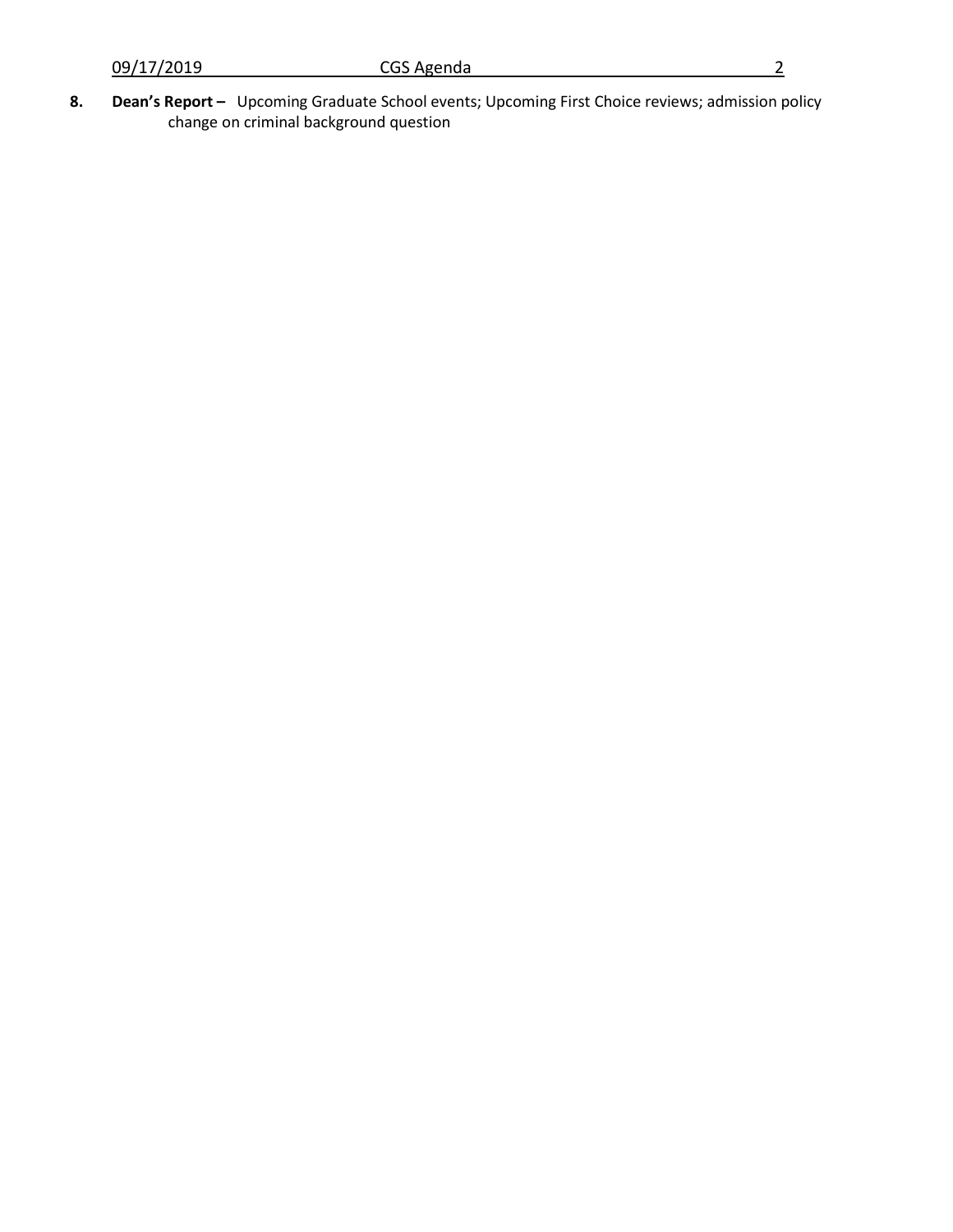8. **Dean's Report –** Upcoming Graduate School events; Upcoming First Choice reviews; admission policy change on criminal background question